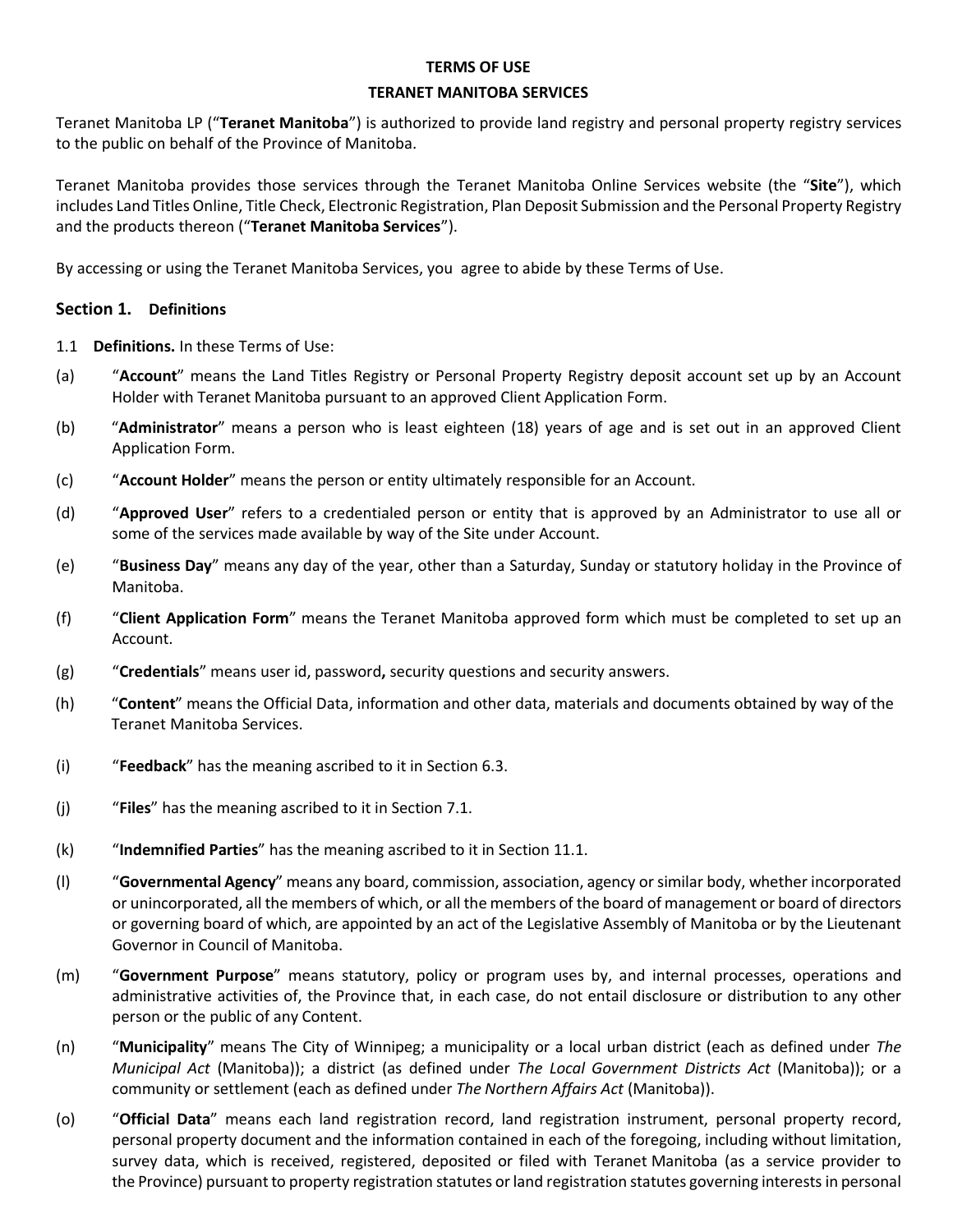**TERMS OF USE**

**TERANET MANITOBA SERVICES**

Teranet Manitoba LP ("**Teranet Manitoba**") is authorized to provide land registry and personal property registry services to the public on behalf of the Province of Manitoba.

Teranet Manitoba provides those services through the Teranet Manitoba Online Services website (the "**Site**"), which includes Land Titles Online, Title Check, Electronic Registration, Plan Deposit Submission and the Personal Property Registry and the products thereon ("**Teranet Manitoba Services**").

By accessing or using the Teranet Manitoba Services, you agree to abide by these Terms of Use.

## Section 1. Definitions

1.1 **Definitions.** In these Terms of Use:

(a) "**Account**" means the Land Titles Registry or Personal Property Registry deposit account set up by an Account Holder with Teranet Manitoba pursuant to an approved Client Application Form.

(b) "**Administrator**" means a person who is least eighteen (18) years of age and is set out in an approved Client Application Form.

(c) "**Account Holder**" means the person or entity ultimately responsible for an Account.

(d) "**Approved User**" refers to a credentialed person or entity that is approved by an Administrator to use all or some of the services made available by way of the Site under Account.

(e) "**Business Day**" means any day of the year, other than a Saturday, Sunday or statutory holiday in the Province of Manitoba.

(f) "**Client Application Form**" means the Teranet Manitoba approved form which must be completed to set up an Account.

(g) "**Credentials**" means user id, password**,** security questions and security answers.

(h) "**Content**" means the Official Data, information and other data, materials and documents obtained by way of the Teranet Manitoba Services.

(i) "**Feedback**" has the meaning ascribed to it in Section 6.3.

(j) "**Files**" has the meaning ascribed to it in Section 7.1.

(k) "**Indemnified Parties**" has the meaning ascribed to it in Section 11.1.

(l) "**Governmental Agency**" means any board, commission, association, agency or similar body, whether incorporated or unincorporated, all the members of which, or all the members of the board of management or board of directors or governing board of which, are appointed by an act of the Legislative Assembly of Manitoba or by the Lieutenant Governor in Council of Manitoba.

(m) "**Government Purpose**" means statutory, policy or program uses by, and internal processes, operations and administrative activities of, the Province that, in each case, do not entail disclosure or distribution to any other person or the public of any Content.

(n) "**Municipality**" means The City of Winnipeg; a municipality or a local urban district (each as defined under *The Municipal Act* (Manitoba)); a district (as defined under *The Local Government Districts Act* (Manitoba)); or a community or settlement (each as defined under *The Northern Affairs Act* (Manitoba)).

(o) "**Official Data**" means each land registration record, land registration instrument, personal property record, personal property document and the information contained in each of the foregoing, including without limitation, survey data, which is received, registered, deposited or filed with Teranet Manitoba (as a service provider to the Province) pursuant to property registration statutes or land registration statutes governing interests in personal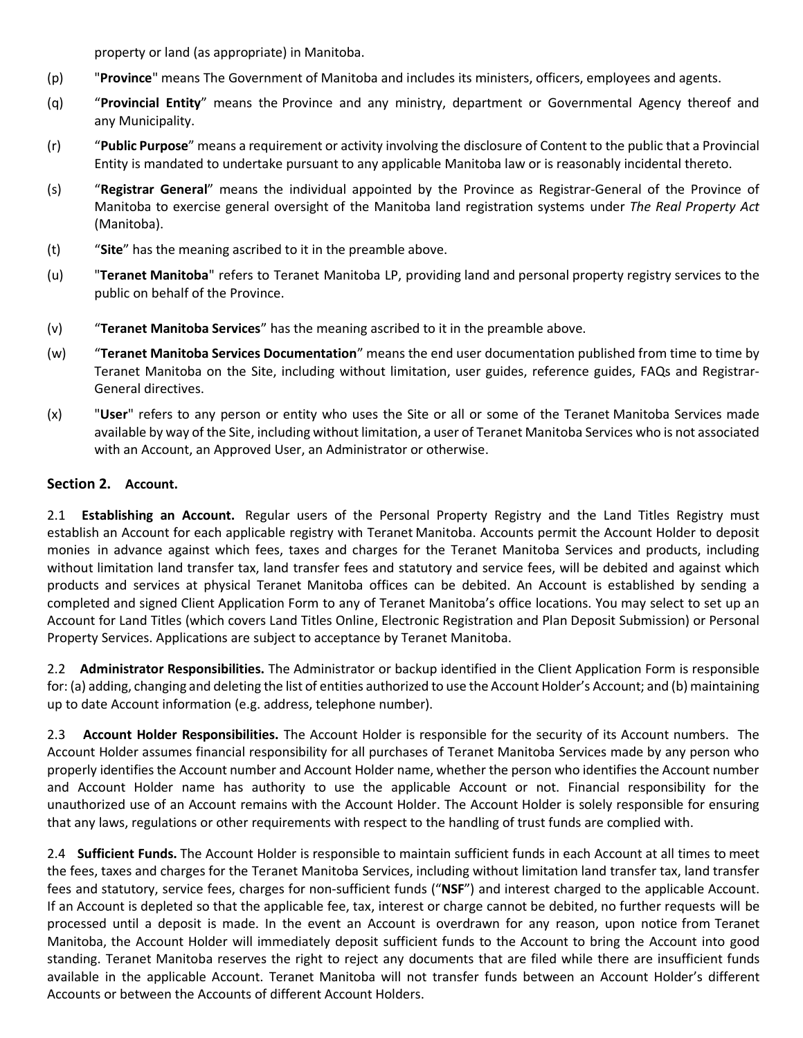property or land (as appropriate) in Manitoba.

(p) "**Province**" means The Government of Manitoba and includes its ministers, officers, employees and agents.

(q) "**Provincial Entity**" means the Province and any ministry, department or Governmental Agency thereof and any Municipality.

(r) "**Public Purpose**" means a requirement or activity involving the disclosure of Content to the public that a Provincial Entity is mandated to undertake pursuant to any applicable Manitoba law or is reasonably incidental thereto.

(s) "**Registrar General**" means the individual appointed by the Province as Registrar-General of the Province of Manitoba to exercise general oversight of the Manitoba land registration systems under *The Real Property Act* (Manitoba).

(t) "**Site**" has the meaning ascribed to it in the preamble above.

(u) "**Teranet Manitoba**" refers to Teranet Manitoba LP, providing land and personal property registry services to the public on behalf of the Province.

(v) "**Teranet Manitoba Services**" has the meaning ascribed to it in the preamble above.

(w) "**Teranet Manitoba Services Documentation**" means the end user documentation published from time to time by Teranet Manitoba on the Site, including without limitation, user guides, reference guides, FAQs and Registrar-General directives.

(x) "**User**" refers to any person or entity who uses the Site or all or some of the Teranet Manitoba Services made available by way of the Site, including without limitation, a user of Teranet Manitoba Services who is not associated with an Account, an Approved User, an Administrator or otherwise.

## Section 2. Account.

2.1 **Establishing an Account.** Regular users of the Personal Property Registry and the Land Titles Registry must establish an Account for each applicable registry with Teranet Manitoba. Accounts permit the Account Holder to deposit monies in advance against which fees, taxes and charges for the Teranet Manitoba Services and products, including without limitation land transfer tax, land transfer fees and statutory and service fees, will be debited and against which products and services at physical Teranet Manitoba offices can be debited. An Account is established by sending a completed and signed Client Application Form to any of Teranet Manitoba's office locations. You may select to set up an Account for Land Titles (which covers Land Titles Online, Electronic Registration and Plan Deposit Submission) or Personal Property Services. Applications are subject to acceptance by Teranet Manitoba.

2.2 **Administrator Responsibilities.** The Administrator or backup identified in the Client Application Form is responsible for: (a) adding, changing and deleting the list of entities authorized to use the Account Holder's Account; and (b) maintaining up to date Account information (e.g. address, telephone number).

2.3 **Account Holder Responsibilities.** The Account Holder is responsible for the security of its Account numbers. The Account Holder assumes financial responsibility for all purchases of Teranet Manitoba Services made by any person who properly identifies the Account number and Account Holder name, whether the person who identifies the Account number and Account Holder name has authority to use the applicable Account or not. Financial responsibility for the unauthorized use of an Account remains with the Account Holder. The Account Holder is solely responsible for ensuring that any laws, regulations or other requirements with respect to the handling of trust funds are complied with.

2.4 **Sufficient Funds.** The Account Holder is responsible to maintain sufficient funds in each Account at all times to meet the fees, taxes and charges for the Teranet Manitoba Services, including without limitation land transfer tax, land transfer fees and statutory, service fees, charges for non-sufficient funds ("**NSF**") and interest charged to the applicable Account. If an Account is depleted so that the applicable fee, tax, interest or charge cannot be debited, no further requests will be processed until a deposit is made. In the event an Account is overdrawn for any reason, upon notice from Teranet Manitoba, the Account Holder will immediately deposit sufficient funds to the Account to bring the Account into good standing. Teranet Manitoba reserves the right to reject any documents that are filed while there are insufficient funds available in the applicable Account. Teranet Manitoba will not transfer funds between an Account Holder's different Accounts or between the Accounts of different Account Holders.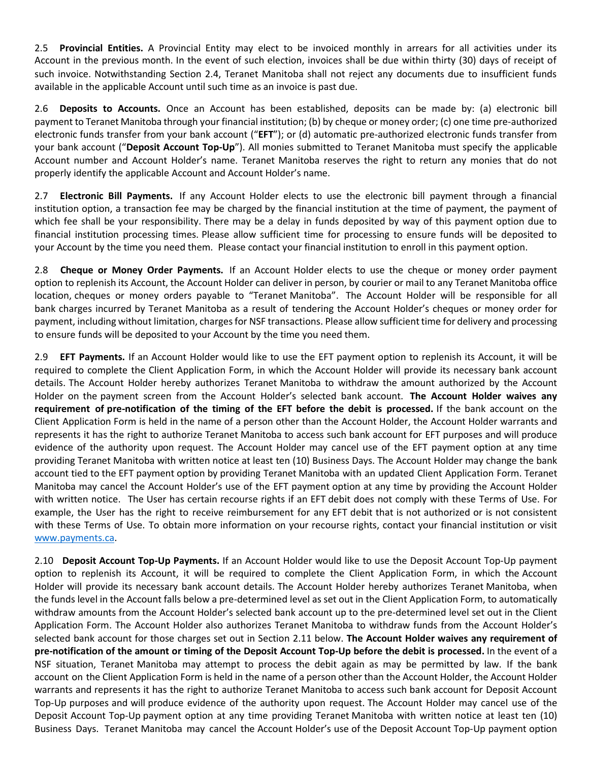2.5 **Provincial Entities.** A Provincial Entity may elect to be invoiced monthly in arrears for all activities under its Account in the previous month. In the event of such election, invoices shall be due within thirty (30) days of receipt of such invoice. Notwithstanding Section 2.4, Teranet Manitoba shall not reject any documents due to insufficient funds available in the applicable Account until such time as an invoice is past due.

2.6 **Deposits to Accounts.** Once an Account has been established, deposits can be made by: (a) electronic bill payment to Teranet Manitoba through your financial institution; (b) by cheque or money order; (c) one time pre-authorized electronic funds transfer from your bank account ("**EFT**"); or (d) automatic pre-authorized electronic funds transfer from your bank account ("**Deposit Account Top-Up**"). All monies submitted to Teranet Manitoba must specify the applicable Account number and Account Holder's name. Teranet Manitoba reserves the right to return any monies that do not properly identify the applicable Account and Account Holder's name.

2.7 **Electronic Bill Payments.** If any Account Holder elects to use the electronic bill payment through a financial institution option, a transaction fee may be charged by the financial institution at the time of payment, the payment of which fee shall be your responsibility. There may be a delay in funds deposited by way of this payment option due to financial institution processing times. Please allow sufficient time for processing to ensure funds will be deposited to your Account by the time you need them. Please contact your financial institution to enroll in this payment option.

2.8 **Cheque or Money Order Payments.** If an Account Holder elects to use the cheque or money order payment option to replenish its Account, the Account Holder can deliver in person, by courier or mail to any Teranet Manitoba office location, cheques or money orders payable to "Teranet Manitoba". The Account Holder will be responsible for all bank charges incurred by Teranet Manitoba as a result of tendering the Account Holder's cheques or money order for payment, including without limitation, charges for NSF transactions. Please allow sufficient time for delivery and processing to ensure funds will be deposited to your Account by the time you need them.

2.9 **EFT Payments.** If an Account Holder would like to use the EFT payment option to replenish its Account, it will be required to complete the Client Application Form, in which the Account Holder will provide its necessary bank account details. The Account Holder hereby authorizes Teranet Manitoba to withdraw the amount authorized by the Account Holder on the payment screen from the Account Holder's selected bank account. **The Account Holder waives any requirement of pre-notification of the timing of the EFT before the debit is processed.** If the bank account on the Client Application Form is held in the name of a person other than the Account Holder, the Account Holder warrants and represents it has the right to authorize Teranet Manitoba to access such bank account for EFT purposes and will produce evidence of the authority upon request. The Account Holder may cancel use of the EFT payment option at any time providing Teranet Manitoba with written notice at least ten (10) Business Days. The Account Holder may change the bank account tied to the EFT payment option by providing Teranet Manitoba with an updated Client Application Form. Teranet Manitoba may cancel the Account Holder's use of the EFT payment option at any time by providing the Account Holder with written notice. The User has certain recourse rights if an EFT debit does not comply with these Terms of Use. For example, the User has the right to receive reimbursement for any EFT debit that is not authorized or is not consistent with these Terms of Use. To obtain more information on your recourse rights, contact your financial institution or visit [www.payments.ca](www.payments.ca).

2.10 **Deposit Account Top-Up Payments.** If an Account Holder would like to use the Deposit Account Top-Up payment option to replenish its Account, it will be required to complete the Client Application Form, in which the Account Holder will provide its necessary bank account details. The Account Holder hereby authorizes Teranet Manitoba, when the funds level in the Account falls below a pre-determined level as set out in the Client Application Form, to automatically withdraw amounts from the Account Holder's selected bank account up to the pre-determined level set out in the Client Application Form. The Account Holder also authorizes Teranet Manitoba to withdraw funds from the Account Holder's selected bank account for those charges set out in Section 2.11 below. **The Account Holder waives any requirement of pre-notification of the amount or timing of the Deposit Account Top-Up before the debit is processed.** In the event of a NSF situation, Teranet Manitoba may attempt to process the debit again as may be permitted by law. If the bank account on the Client Application Form is held in the name of a person other than the Account Holder, the Account Holder warrants and represents it has the right to authorize Teranet Manitoba to access such bank account for Deposit Account Top-Up purposes and will produce evidence of the authority upon request. The Account Holder may cancel use of the Deposit Account Top-Up payment option at any time providing Teranet Manitoba with written notice at least ten (10) Business Days. Teranet Manitoba may cancel the Account Holder's use of the Deposit Account Top-Up payment option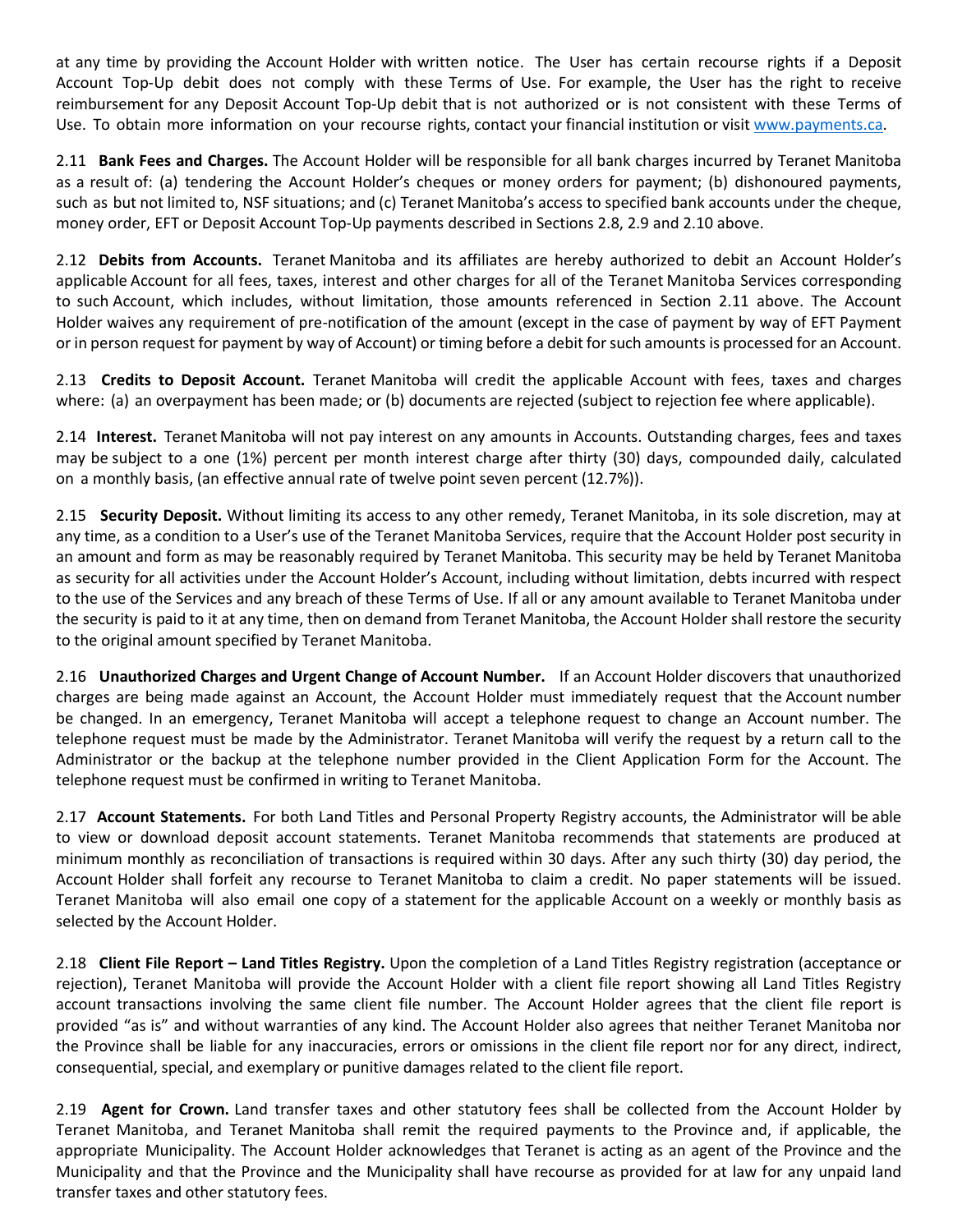at any time by providing the Account Holder with written notice. The User has certain recourse rights if a Deposit Account Top-Up debit does not comply with these Terms of Use. For example, the User has the right to receive reimbursement for any Deposit Account Top-Up debit that is not authorized or is not consistent with these Terms of Use. To obtain more information on your recourse rights, contact your financial institution or visit www.payments.ca.

2.11 **Bank Fees and Charges.** The Account Holder will be responsible for all bank charges incurred by Teranet Manitoba as a result of: (a) tendering the Account Holder's cheques or money orders for payment; (b) dishonoured payments, such as but not limited to, NSF situations; and (c) Teranet Manitoba's access to specified bank accounts under the cheque, money order, EFT or Deposit Account Top-Up payments described in Sections 2.8, 2.9 and 2.10 above.

2.12 **Debits from Accounts.** Teranet Manitoba and its affiliates are hereby authorized to debit an Account Holder's applicable Account for all fees, taxes, interest and other charges for all of the Teranet Manitoba Services corresponding to such Account, which includes, without limitation, those amounts referenced in Section 2.11 above. The Account Holder waives any requirement of pre-notification of the amount (except in the case of payment by way of EFT Payment or in person request for payment by way of Account) or timing before a debit for such amounts is processed for an Account.

2.13 **Credits to Deposit Account.** Teranet Manitoba will credit the applicable Account with fees, taxes and charges where: (a) an overpayment has been made; or (b) documents are rejected (subject to rejection fee where applicable).

2.14 **Interest.** Teranet Manitoba will not pay interest on any amounts in Accounts. Outstanding charges, fees and taxes may be subject to a one (1%) percent per month interest charge after thirty (30) days, compounded daily, calculated on a monthly basis, (an effective annual rate of twelve point seven percent (12.7%)).

2.15 **Security Deposit.** Without limiting its access to any other remedy, Teranet Manitoba, in its sole discretion, may at any time, as a condition to a User's use of the Teranet Manitoba Services, require that the Account Holder post security in an amount and form as may be reasonably required by Teranet Manitoba. This security may be held by Teranet Manitoba as security for all activities under the Account Holder's Account, including without limitation, debts incurred with respect to the use of the Services and any breach of these Terms of Use. If all or any amount available to Teranet Manitoba under the security is paid to it at any time, then on demand from Teranet Manitoba, the Account Holder shall restore the security to the original amount specified by Teranet Manitoba.

2.16 **Unauthorized Charges and Urgent Change of Account Number.** If an Account Holder discovers that unauthorized charges are being made against an Account, the Account Holder must immediately request that the Account number be changed. In an emergency, Teranet Manitoba will accept a telephone request to change an Account number. The telephone request must be made by the Administrator. Teranet Manitoba will verify the request by a return call to the Administrator or the backup at the telephone number provided in the Client Application Form for the Account. The telephone request must be confirmed in writing to Teranet Manitoba.

2.17 **Account Statements.** For both Land Titles and Personal Property Registry accounts, the Administrator will be able to view or download deposit account statements. Teranet Manitoba recommends that statements are produced at minimum monthly as reconciliation of transactions is required within 30 days. After any such thirty (30) day period, the Account Holder shall forfeit any recourse to Teranet Manitoba to claim a credit. No paper statements will be issued. Teranet Manitoba will also email one copy of a statement for the applicable Account on a weekly or monthly basis as selected by the Account Holder.

2.18 **Client File Report – Land Titles Registry.** Upon the completion of a Land Titles Registry registration (acceptance or rejection), Teranet Manitoba will provide the Account Holder with a client file report showing all Land Titles Registry account transactions involving the same client file number. The Account Holder agrees that the client file report is provided "as is" and without warranties of any kind. The Account Holder also agrees that neither Teranet Manitoba nor the Province shall be liable for any inaccuracies, errors or omissions in the client file report nor for any direct, indirect, consequential, special, and exemplary or punitive damages related to the client file report.

2.19 **Agent for Crown.** Land transfer taxes and other statutory fees shall be collected from the Account Holder by Teranet Manitoba, and Teranet Manitoba shall remit the required payments to the Province and, if applicable, the appropriate Municipality. The Account Holder acknowledges that Teranet is acting as an agent of the Province and the Municipality and that the Province and the Municipality shall have recourse as provided for at law for any unpaid land transfer taxes and other statutory fees.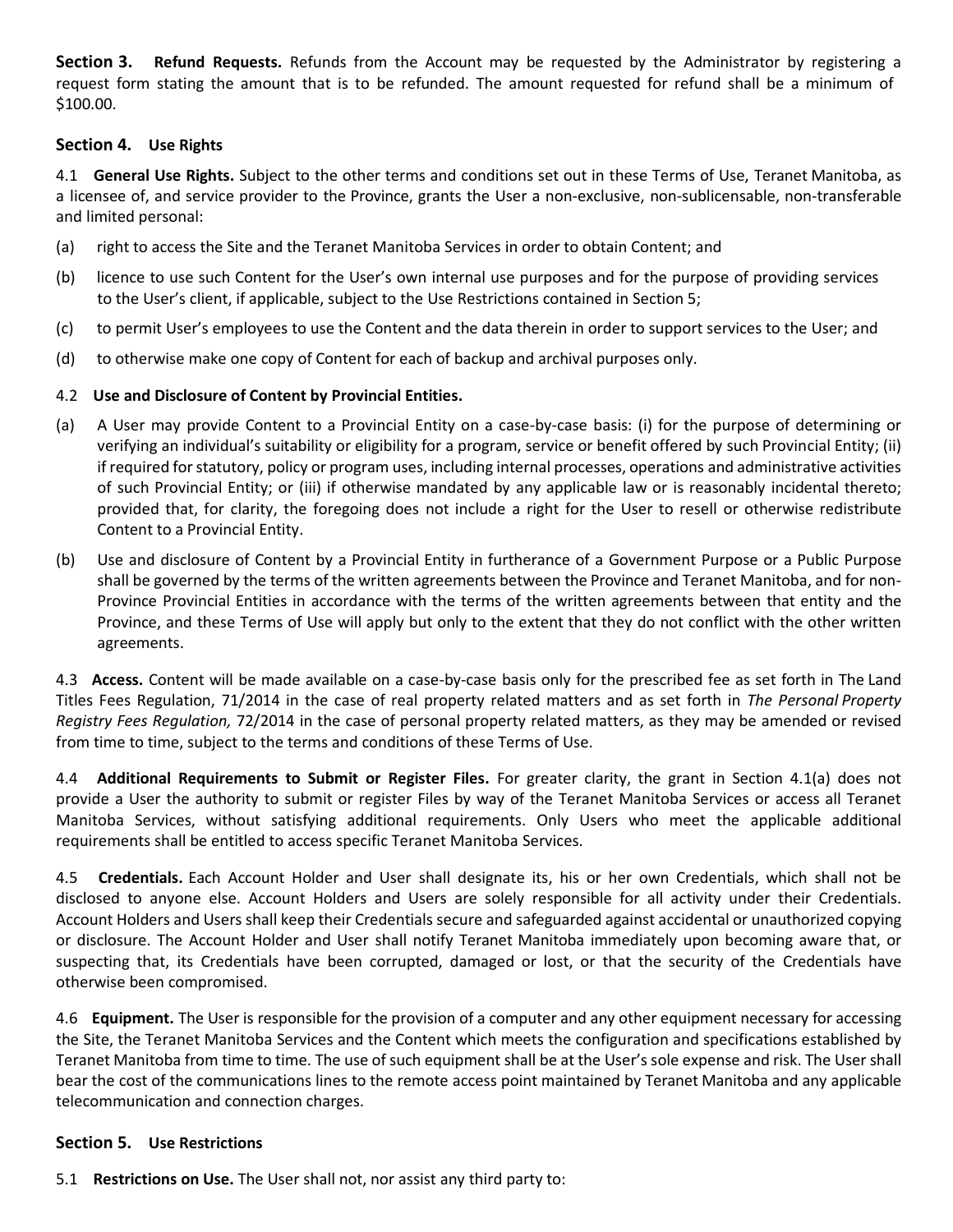**Section 3. Refund Requests.** Refunds from the Account may be requested by the Administrator by registering a request form stating the amount that is to be refunded. The amount requested for refund shall be a minimum of $100.00.

## Section 4. Use Rights

4.1 **General Use Rights.** Subject to the other terms and conditions set out in these Terms of Use, Teranet Manitoba, as a licensee of, and service provider to the Province, grants the User a non-exclusive, non-sublicensable, non-transferable and limited personal:

(a) right to access the Site and the Teranet Manitoba Services in order to obtain Content; and

(b) licence to use such Content for the User's own internal use purposes and for the purpose of providing services to the User's client, if applicable, subject to the Use Restrictions contained in Section 5;

(c) to permit User's employees to use the Content and the data therein in order to support services to the User; and

(d) to otherwise make one copy of Content for each of backup and archival purposes only.

4.2 **Use and Disclosure of Content by Provincial Entities.**

(a) A User may provide Content to a Provincial Entity on a case-by-case basis: (i) for the purpose of determining or verifying an individual's suitability or eligibility for a program, service or benefit offered by such Provincial Entity; (ii) if required for statutory, policy or program uses, including internal processes, operations and administrative activities of such Provincial Entity; or (iii) if otherwise mandated by any applicable law or is reasonably incidental thereto; provided that, for clarity, the foregoing does not include a right for the User to resell or otherwise redistribute Content to a Provincial Entity.

(b) Use and disclosure of Content by a Provincial Entity in furtherance of a Government Purpose or a Public Purpose shall be governed by the terms of the written agreements between the Province and Teranet Manitoba, and for non-Province Provincial Entities in accordance with the terms of the written agreements between that entity and the Province, and these Terms of Use will apply but only to the extent that they do not conflict with the other written agreements.

4.3 **Access.** Content will be made available on a case-by-case basis only for the prescribed fee as set forth in The Land Titles Fees Regulation, 71/2014 in the case of real property related matters and as set forth in *The Personal Property Registry Fees Regulation,* 72/2014 in the case of personal property related matters, as they may be amended or revised from time to time, subject to the terms and conditions of these Terms of Use.

4.4 **Additional Requirements to Submit or Register Files.** For greater clarity, the grant in Section 4.1(a) does not provide a User the authority to submit or register Files by way of the Teranet Manitoba Services or access all Teranet Manitoba Services, without satisfying additional requirements. Only Users who meet the applicable additional requirements shall be entitled to access specific Teranet Manitoba Services.

4.5 **Credentials.** Each Account Holder and User shall designate its, his or her own Credentials, which shall not be disclosed to anyone else. Account Holders and Users are solely responsible for all activity under their Credentials. Account Holders and Users shall keep their Credentials secure and safeguarded against accidental or unauthorized copying or disclosure. The Account Holder and User shall notify Teranet Manitoba immediately upon becoming aware that, or suspecting that, its Credentials have been corrupted, damaged or lost, or that the security of the Credentials have otherwise been compromised.

4.6 **Equipment.** The User is responsible for the provision of a computer and any other equipment necessary for accessing the Site, the Teranet Manitoba Services and the Content which meets the configuration and specifications established by Teranet Manitoba from time to time. The use of such equipment shall be at the User's sole expense and risk. The User shall bear the cost of the communications lines to the remote access point maintained by Teranet Manitoba and any applicable telecommunication and connection charges.

## Section 5. Use Restrictions

5.1 **Restrictions on Use.** The User shall not, nor assist any third party to: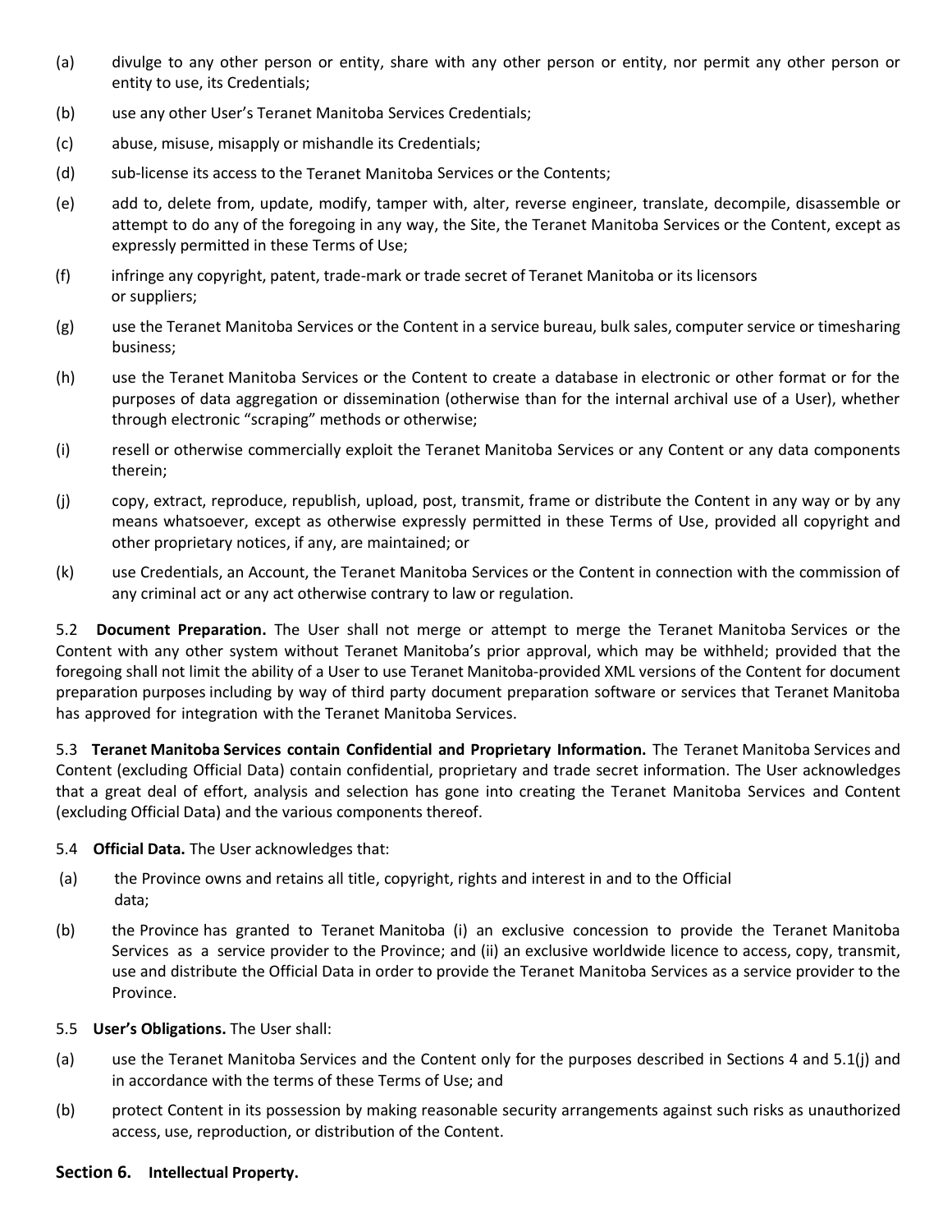(a) divulge to any other person or entity, share with any other person or entity, nor permit any other person or entity to use, its Credentials;

(b) use any other User's Teranet Manitoba Services Credentials;

(c) abuse, misuse, misapply or mishandle its Credentials;

(d) sub-license its access to the Teranet Manitoba Services or the Contents;

(e) add to, delete from, update, modify, tamper with, alter, reverse engineer, translate, decompile, disassemble or attempt to do any of the foregoing in any way, the Site, the Teranet Manitoba Services or the Content, except as expressly permitted in these Terms of Use;

(f) infringe any copyright, patent, trade-mark or trade secret of Teranet Manitoba or its licensors or suppliers;

(g) use the Teranet Manitoba Services or the Content in a service bureau, bulk sales, computer service or timesharing business;

(h) use the Teranet Manitoba Services or the Content to create a database in electronic or other format or for the purposes of data aggregation or dissemination (otherwise than for the internal archival use of a User), whether through electronic "scraping" methods or otherwise;

(i) resell or otherwise commercially exploit the Teranet Manitoba Services or any Content or any data components therein;

(j) copy, extract, reproduce, republish, upload, post, transmit, frame or distribute the Content in any way or by any means whatsoever, except as otherwise expressly permitted in these Terms of Use, provided all copyright and other proprietary notices, if any, are maintained; or

(k) use Credentials, an Account, the Teranet Manitoba Services or the Content in connection with the commission of any criminal act or any act otherwise contrary to law or regulation.

5.2 **Document Preparation.** The User shall not merge or attempt to merge the Teranet Manitoba Services or the Content with any other system without Teranet Manitoba's prior approval, which may be withheld; provided that the foregoing shall not limit the ability of a User to use Teranet Manitoba-provided XML versions of the Content for document preparation purposes including by way of third party document preparation software or services that Teranet Manitoba has approved for integration with the Teranet Manitoba Services.

5.3 **Teranet Manitoba Services contain Confidential and Proprietary Information.** The Teranet Manitoba Services and Content (excluding Official Data) contain confidential, proprietary and trade secret information. The User acknowledges that a great deal of effort, analysis and selection has gone into creating the Teranet Manitoba Services and Content (excluding Official Data) and the various components thereof.

5.4 **Official Data.** The User acknowledges that:

(a) the Province owns and retains all title, copyright, rights and interest in and to the Official data;

(b) the Province has granted to Teranet Manitoba (i) an exclusive concession to provide the Teranet Manitoba Services as a service provider to the Province; and (ii) an exclusive worldwide licence to access, copy, transmit, use and distribute the Official Data in order to provide the Teranet Manitoba Services as a service provider to the Province.

5.5 **User's Obligations.** The User shall:

(a) use the Teranet Manitoba Services and the Content only for the purposes described in Sections 4 and 5.1(j) and in accordance with the terms of these Terms of Use; and

(b) protect Content in its possession by making reasonable security arrangements against such risks as unauthorized access, use, reproduction, or distribution of the Content.

## Section 6. Intellectual Property.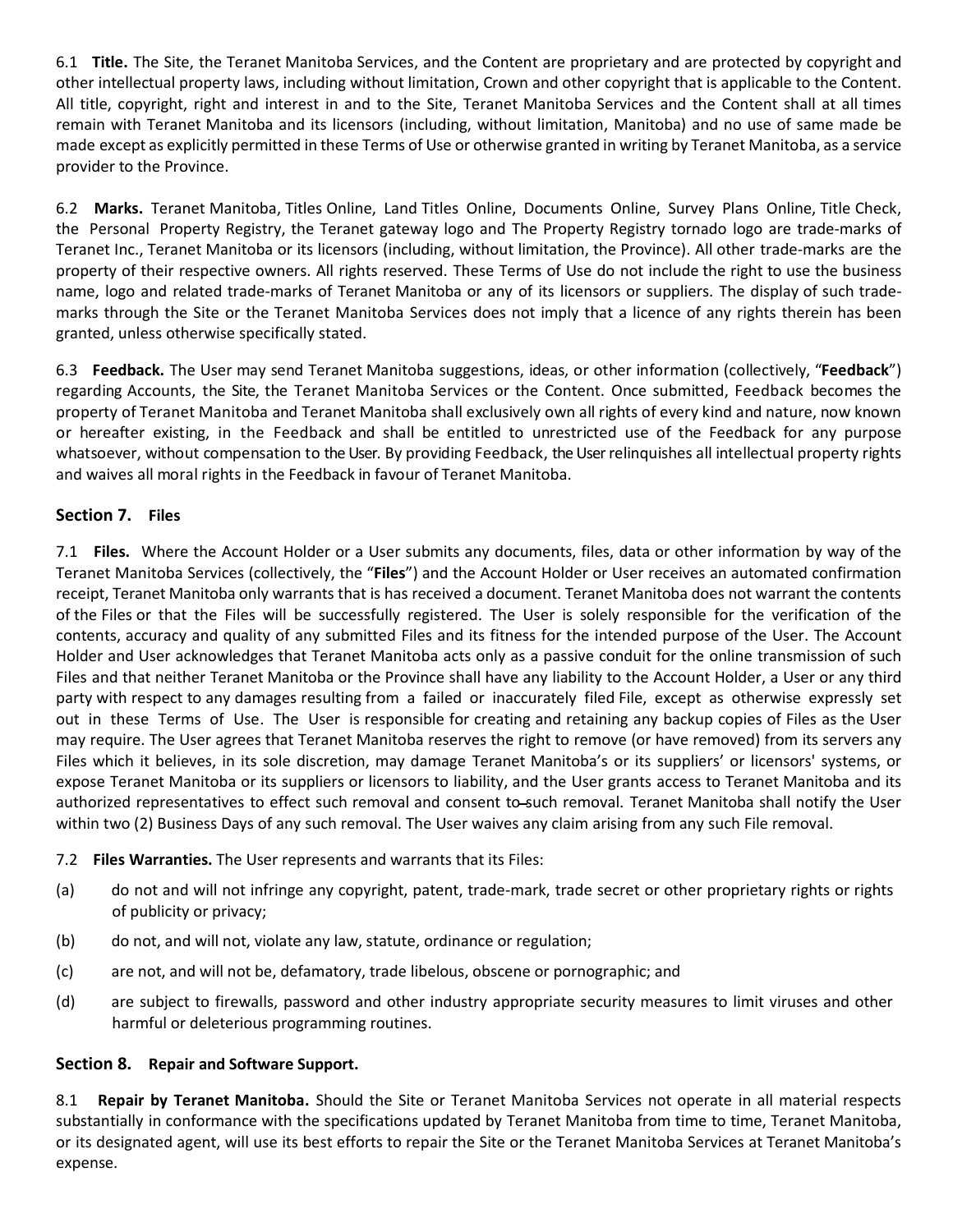6.1 **Title.** The Site, the Teranet Manitoba Services, and the Content are proprietary and are protected by copyright and other intellectual property laws, including without limitation, Crown and other copyright that is applicable to the Content. All title, copyright, right and interest in and to the Site, Teranet Manitoba Services and the Content shall at all times remain with Teranet Manitoba and its licensors (including, without limitation, Manitoba) and no use of same made be made except as explicitly permitted in these Terms of Use or otherwise granted in writing by Teranet Manitoba, as a service provider to the Province.

6.2 **Marks.** Teranet Manitoba, Titles Online, Land Titles Online, Documents Online, Survey Plans Online, Title Check, the Personal Property Registry, the Teranet gateway logo and The Property Registry tornado logo are trade-marks of Teranet Inc., Teranet Manitoba or its licensors (including, without limitation, the Province). All other trade-marks are the property of their respective owners. All rights reserved. These Terms of Use do not include the right to use the business name, logo and related trade-marks of Teranet Manitoba or any of its licensors or suppliers. The display of such trade-marks through the Site or the Teranet Manitoba Services does not imply that a licence of any rights therein has been granted, unless otherwise specifically stated.

6.3 **Feedback.** The User may send Teranet Manitoba suggestions, ideas, or other information (collectively, "**Feedback**") regarding Accounts, the Site, the Teranet Manitoba Services or the Content. Once submitted, Feedback becomes the property of Teranet Manitoba and Teranet Manitoba shall exclusively own all rights of every kind and nature, now known or hereafter existing, in the Feedback and shall be entitled to unrestricted use of the Feedback for any purpose whatsoever, without compensation to the User. By providing Feedback, the User relinquishes all intellectual property rights and waives all moral rights in the Feedback in favour of Teranet Manitoba.

## Section 7. Files

7.1 **Files.** Where the Account Holder or a User submits any documents, files, data or other information by way of the Teranet Manitoba Services (collectively, the "**Files**") and the Account Holder or User receives an automated confirmation receipt, Teranet Manitoba only warrants that is has received a document. Teranet Manitoba does not warrant the contents of the Files or that the Files will be successfully registered. The User is solely responsible for the verification of the contents, accuracy and quality of any submitted Files and its fitness for the intended purpose of the User. The Account Holder and User acknowledges that Teranet Manitoba acts only as a passive conduit for the online transmission of such Files and that neither Teranet Manitoba or the Province shall have any liability to the Account Holder, a User or any third party with respect to any damages resulting from a failed or inaccurately filed File, except as otherwise expressly set out in these Terms of Use. The User is responsible for creating and retaining any backup copies of Files as the User may require. The User agrees that Teranet Manitoba reserves the right to remove (or have removed) from its servers any Files which it believes, in its sole discretion, may damage Teranet Manitoba's or its suppliers' or licensors' systems, or expose Teranet Manitoba or its suppliers or licensors to liability, and the User grants access to Teranet Manitoba and its authorized representatives to effect such removal and consent to such removal. Teranet Manitoba shall notify the User within two (2) Business Days of any such removal. The User waives any claim arising from any such File removal.

7.2 **Files Warranties.** The User represents and warrants that its Files:

(a) do not and will not infringe any copyright, patent, trade-mark, trade secret or other proprietary rights or rights of publicity or privacy;

(b) do not, and will not, violate any law, statute, ordinance or regulation;

(c) are not, and will not be, defamatory, trade libelous, obscene or pornographic; and

(d) are subject to firewalls, password and other industry appropriate security measures to limit viruses and other harmful or deleterious programming routines.

## Section 8. Repair and Software Support.

8.1 **Repair by Teranet Manitoba.** Should the Site or Teranet Manitoba Services not operate in all material respects substantially in conformance with the specifications updated by Teranet Manitoba from time to time, Teranet Manitoba, or its designated agent, will use its best efforts to repair the Site or the Teranet Manitoba Services at Teranet Manitoba's expense.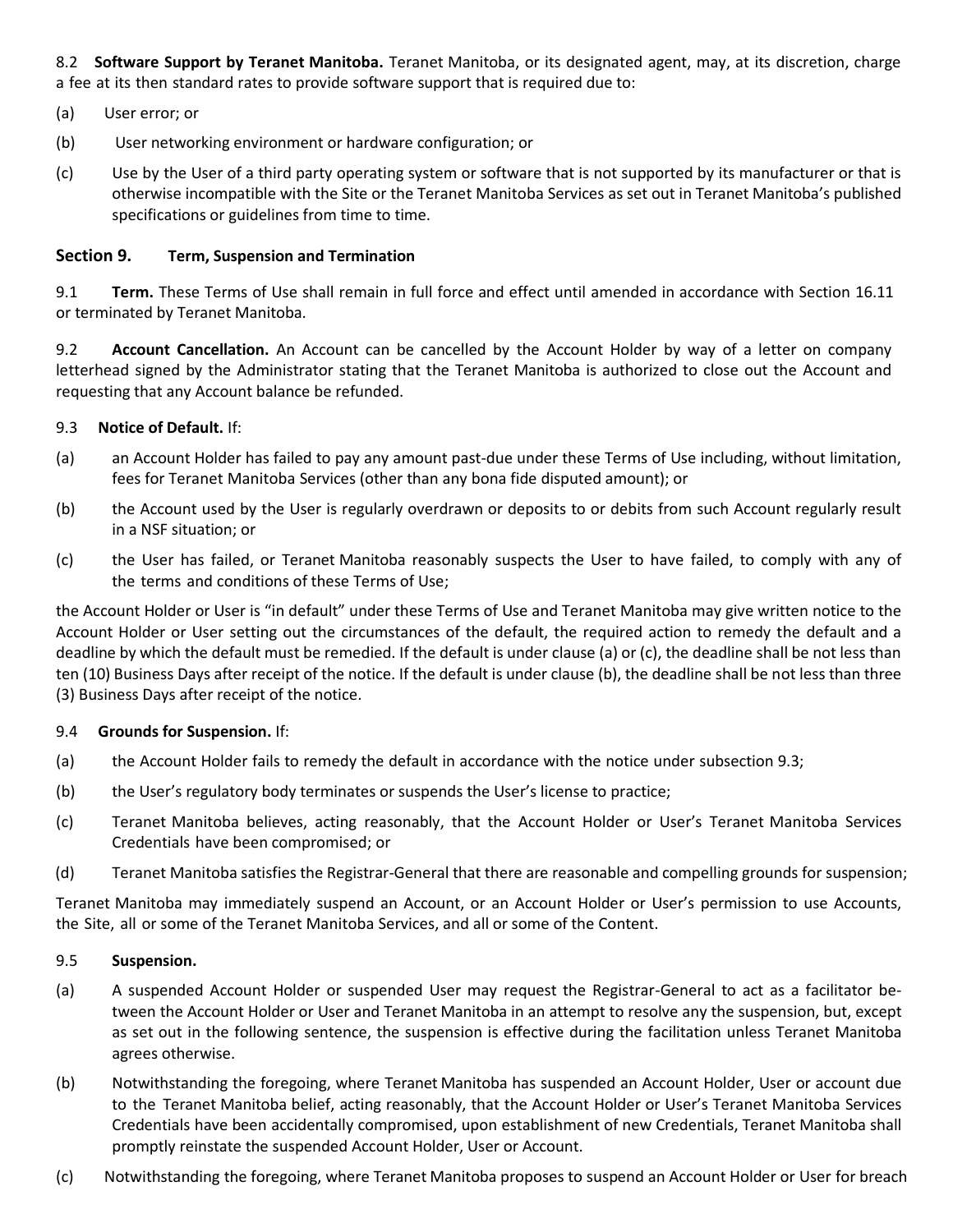8.2 **Software Support by Teranet Manitoba.** Teranet Manitoba, or its designated agent, may, at its discretion, charge a fee at its then standard rates to provide software support that is required due to:

(a) User error; or

(b) User networking environment or hardware configuration; or

(c) Use by the User of a third party operating system or software that is not supported by its manufacturer or that is otherwise incompatible with the Site or the Teranet Manitoba Services as set out in Teranet Manitoba's published specifications or guidelines from time to time.

## Section 9. Term, Suspension and Termination

9.1 **Term.** These Terms of Use shall remain in full force and effect until amended in accordance with Section 16.11 or terminated by Teranet Manitoba.

9.2 **Account Cancellation.** An Account can be cancelled by the Account Holder by way of a letter on company letterhead signed by the Administrator stating that the Teranet Manitoba is authorized to close out the Account and requesting that any Account balance be refunded.

9.3 **Notice of Default.** If:

(a) an Account Holder has failed to pay any amount past-due under these Terms of Use including, without limitation, fees for Teranet Manitoba Services (other than any bona fide disputed amount); or

(b) the Account used by the User is regularly overdrawn or deposits to or debits from such Account regularly result in a NSF situation; or

(c) the User has failed, or Teranet Manitoba reasonably suspects the User to have failed, to comply with any of the terms and conditions of these Terms of Use;

the Account Holder or User is "in default" under these Terms of Use and Teranet Manitoba may give written notice to the Account Holder or User setting out the circumstances of the default, the required action to remedy the default and a deadline by which the default must be remedied. If the default is under clause (a) or (c), the deadline shall be not less than ten (10) Business Days after receipt of the notice. If the default is under clause (b), the deadline shall be not less than three (3) Business Days after receipt of the notice.

9.4 **Grounds for Suspension.** If:

(a) the Account Holder fails to remedy the default in accordance with the notice under subsection 9.3;

(b) the User's regulatory body terminates or suspends the User's license to practice;

(c) Teranet Manitoba believes, acting reasonably, that the Account Holder or User's Teranet Manitoba Services Credentials have been compromised; or

(d) Teranet Manitoba satisfies the Registrar-General that there are reasonable and compelling grounds for suspension;

Teranet Manitoba may immediately suspend an Account, or an Account Holder or User's permission to use Accounts, the Site, all or some of the Teranet Manitoba Services, and all or some of the Content.

9.5 **Suspension.**

(a) A suspended Account Holder or suspended User may request the Registrar-General to act as a facilitator between the Account Holder or User and Teranet Manitoba in an attempt to resolve any the suspension, but, except as set out in the following sentence, the suspension is effective during the facilitation unless Teranet Manitoba agrees otherwise.

(b) Notwithstanding the foregoing, where Teranet Manitoba has suspended an Account Holder, User or account due to the Teranet Manitoba belief, acting reasonably, that the Account Holder or User's Teranet Manitoba Services Credentials have been accidentally compromised, upon establishment of new Credentials, Teranet Manitoba shall promptly reinstate the suspended Account Holder, User or Account.

(c) Notwithstanding the foregoing, where Teranet Manitoba proposes to suspend an Account Holder or User for breach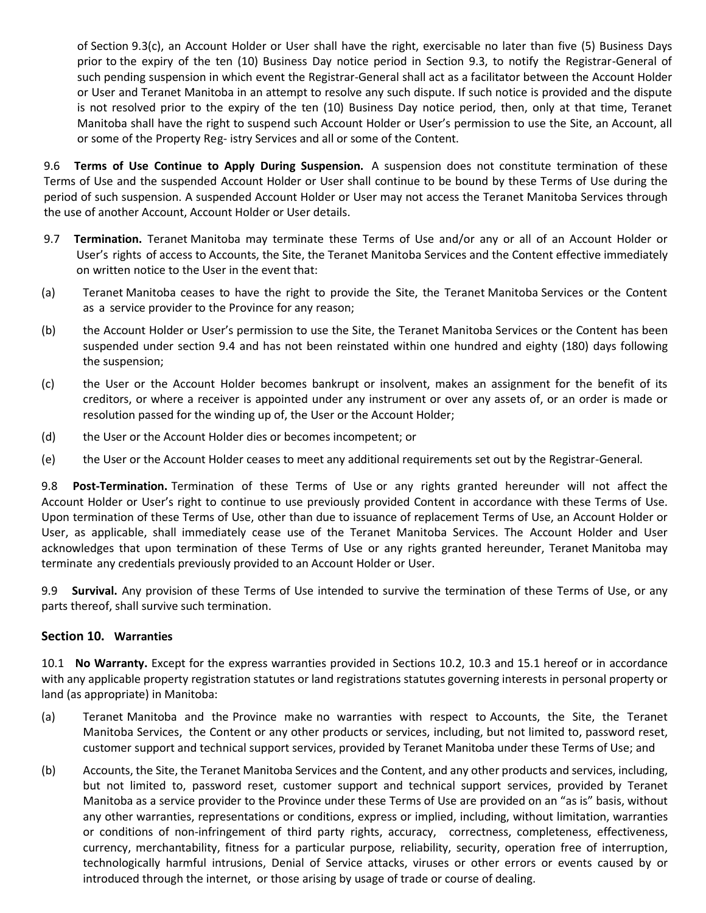of Section 9.3(c), an Account Holder or User shall have the right, exercisable no later than five (5) Business Days prior to the expiry of the ten (10) Business Day notice period in Section 9.3, to notify the Registrar-General of such pending suspension in which event the Registrar-General shall act as a facilitator between the Account Holder or User and Teranet Manitoba in an attempt to resolve any such dispute. If such notice is provided and the dispute is not resolved prior to the expiry of the ten (10) Business Day notice period, then, only at that time, Teranet Manitoba shall have the right to suspend such Account Holder or User's permission to use the Site, an Account, all or some of the Property Reg- istry Services and all or some of the Content.

9.6 **Terms of Use Continue to Apply During Suspension.** A suspension does not constitute termination of these Terms of Use and the suspended Account Holder or User shall continue to be bound by these Terms of Use during the period of such suspension. A suspended Account Holder or User may not access the Teranet Manitoba Services through the use of another Account, Account Holder or User details.

9.7 **Termination.** Teranet Manitoba may terminate these Terms of Use and/or any or all of an Account Holder or User's rights of access to Accounts, the Site, the Teranet Manitoba Services and the Content effective immediately on written notice to the User in the event that:

(a) Teranet Manitoba ceases to have the right to provide the Site, the Teranet Manitoba Services or the Content as a service provider to the Province for any reason;

(b) the Account Holder or User's permission to use the Site, the Teranet Manitoba Services or the Content has been suspended under section 9.4 and has not been reinstated within one hundred and eighty (180) days following the suspension;

(c) the User or the Account Holder becomes bankrupt or insolvent, makes an assignment for the benefit of its creditors, or where a receiver is appointed under any instrument or over any assets of, or an order is made or resolution passed for the winding up of, the User or the Account Holder;

(d) the User or the Account Holder dies or becomes incompetent; or

(e) the User or the Account Holder ceases to meet any additional requirements set out by the Registrar-General.

9.8 **Post-Termination.** Termination of these Terms of Use or any rights granted hereunder will not affect the Account Holder or User's right to continue to use previously provided Content in accordance with these Terms of Use. Upon termination of these Terms of Use, other than due to issuance of replacement Terms of Use, an Account Holder or User, as applicable, shall immediately cease use of the Teranet Manitoba Services. The Account Holder and User acknowledges that upon termination of these Terms of Use or any rights granted hereunder, Teranet Manitoba may terminate any credentials previously provided to an Account Holder or User.

9.9 **Survival.** Any provision of these Terms of Use intended to survive the termination of these Terms of Use, or any parts thereof, shall survive such termination.

## Section 10. Warranties

10.1 **No Warranty.** Except for the express warranties provided in Sections 10.2, 10.3 and 15.1 hereof or in accordance with any applicable property registration statutes or land registrations statutes governing interests in personal property or land (as appropriate) in Manitoba:

(a) Teranet Manitoba and the Province make no warranties with respect to Accounts, the Site, the Teranet Manitoba Services, the Content or any other products or services, including, but not limited to, password reset, customer support and technical support services, provided by Teranet Manitoba under these Terms of Use; and

(b) Accounts, the Site, the Teranet Manitoba Services and the Content, and any other products and services, including, but not limited to, password reset, customer support and technical support services, provided by Teranet Manitoba as a service provider to the Province under these Terms of Use are provided on an "as is" basis, without any other warranties, representations or conditions, express or implied, including, without limitation, warranties or conditions of non-infringement of third party rights, accuracy, correctness, completeness, effectiveness, currency, merchantability, fitness for a particular purpose, reliability, security, operation free of interruption, technologically harmful intrusions, Denial of Service attacks, viruses or other errors or events caused by or introduced through the internet, or those arising by usage of trade or course of dealing.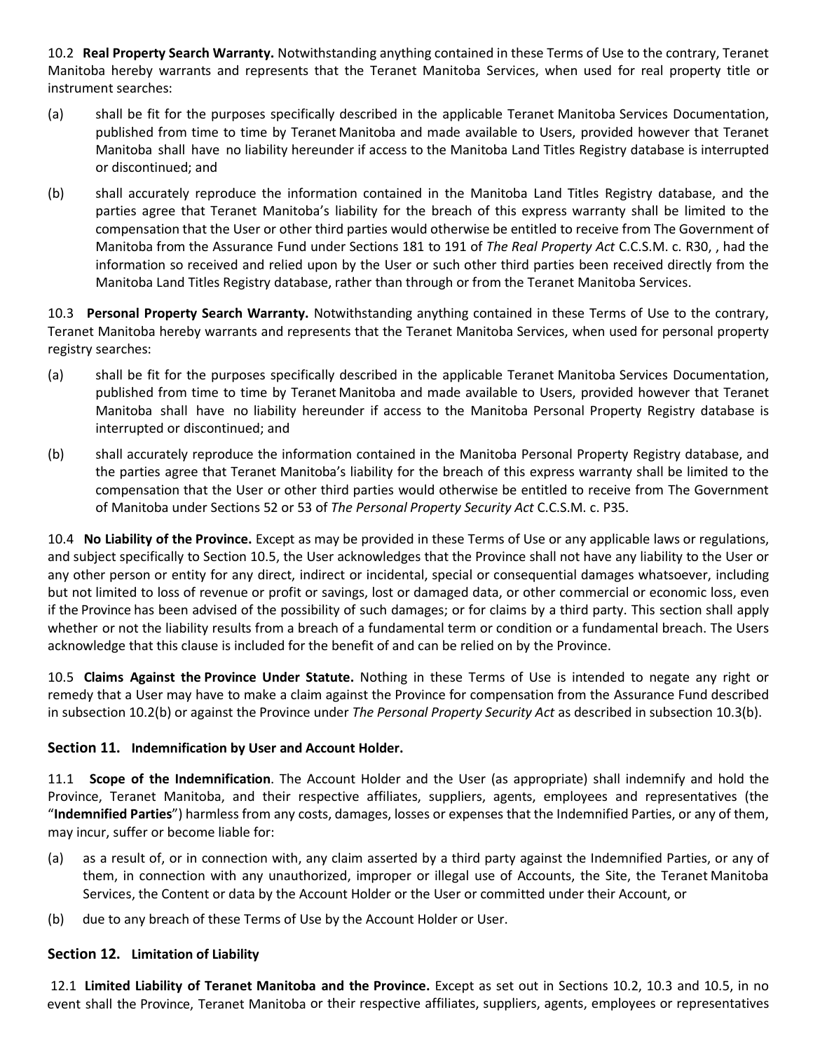10.2 **Real Property Search Warranty.** Notwithstanding anything contained in these Terms of Use to the contrary, Teranet Manitoba hereby warrants and represents that the Teranet Manitoba Services, when used for real property title or instrument searches:

(a) shall be fit for the purposes specifically described in the applicable Teranet Manitoba Services Documentation, published from time to time by Teranet Manitoba and made available to Users, provided however that Teranet Manitoba shall have no liability hereunder if access to the Manitoba Land Titles Registry database is interrupted or discontinued; and

(b) shall accurately reproduce the information contained in the Manitoba Land Titles Registry database, and the parties agree that Teranet Manitoba's liability for the breach of this express warranty shall be limited to the compensation that the User or other third parties would otherwise be entitled to receive from The Government of Manitoba from the Assurance Fund under Sections 181 to 191 of *The Real Property Act* C.C.S.M. c. R30, , had the information so received and relied upon by the User or such other third parties been received directly from the Manitoba Land Titles Registry database, rather than through or from the Teranet Manitoba Services.

10.3 **Personal Property Search Warranty.** Notwithstanding anything contained in these Terms of Use to the contrary, Teranet Manitoba hereby warrants and represents that the Teranet Manitoba Services, when used for personal property registry searches:

(a) shall be fit for the purposes specifically described in the applicable Teranet Manitoba Services Documentation, published from time to time by Teranet Manitoba and made available to Users, provided however that Teranet Manitoba shall have no liability hereunder if access to the Manitoba Personal Property Registry database is interrupted or discontinued; and

(b) shall accurately reproduce the information contained in the Manitoba Personal Property Registry database, and the parties agree that Teranet Manitoba's liability for the breach of this express warranty shall be limited to the compensation that the User or other third parties would otherwise be entitled to receive from The Government of Manitoba under Sections 52 or 53 of *The Personal Property Security Act* C.C.S.M. c. P35.

10.4 **No Liability of the Province.** Except as may be provided in these Terms of Use or any applicable laws or regulations, and subject specifically to Section 10.5, the User acknowledges that the Province shall not have any liability to the User or any other person or entity for any direct, indirect or incidental, special or consequential damages whatsoever, including but not limited to loss of revenue or profit or savings, lost or damaged data, or other commercial or economic loss, even if the Province has been advised of the possibility of such damages; or for claims by a third party. This section shall apply whether or not the liability results from a breach of a fundamental term or condition or a fundamental breach. The Users acknowledge that this clause is included for the benefit of and can be relied on by the Province.

10.5 **Claims Against the Province Under Statute.** Nothing in these Terms of Use is intended to negate any right or remedy that a User may have to make a claim against the Province for compensation from the Assurance Fund described in subsection 10.2(b) or against the Province under *The Personal Property Security Act* as described in subsection 10.3(b).

## Section 11. Indemnification by User and Account Holder.

11.1 **Scope of the Indemnification**. The Account Holder and the User (as appropriate) shall indemnify and hold the Province, Teranet Manitoba, and their respective affiliates, suppliers, agents, employees and representatives (the "**Indemnified Parties**") harmless from any costs, damages, losses or expenses that the Indemnified Parties, or any of them, may incur, suffer or become liable for:

(a) as a result of, or in connection with, any claim asserted by a third party against the Indemnified Parties, or any of them, in connection with any unauthorized, improper or illegal use of Accounts, the Site, the Teranet Manitoba Services, the Content or data by the Account Holder or the User or committed under their Account, or

(b) due to any breach of these Terms of Use by the Account Holder or User.

## Section 12. Limitation of Liability

12.1 **Limited Liability of Teranet Manitoba and the Province.** Except as set out in Sections 10.2, 10.3 and 10.5, in no event shall the Province, Teranet Manitoba or their respective affiliates, suppliers, agents, employees or representatives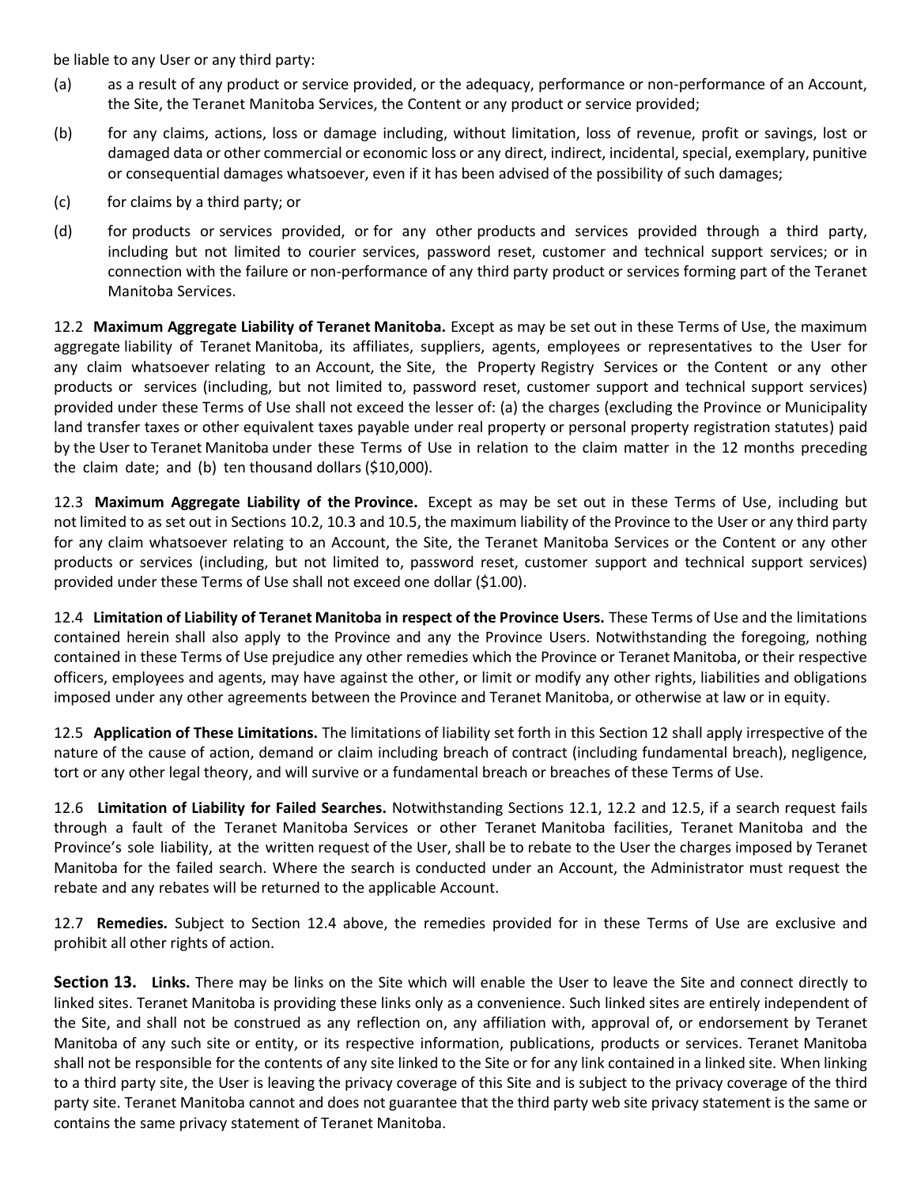be liable to any User or any third party:

(a) as a result of any product or service provided, or the adequacy, performance or non-performance of an Account, the Site, the Teranet Manitoba Services, the Content or any product or service provided;

(b) for any claims, actions, loss or damage including, without limitation, loss of revenue, profit or savings, lost or damaged data or other commercial or economic loss or any direct, indirect, incidental, special, exemplary, punitive or consequential damages whatsoever, even if it has been advised of the possibility of such damages;

(c) for claims by a third party; or

(d) for products or services provided, or for any other products and services provided through a third party, including but not limited to courier services, password reset, customer and technical support services; or in connection with the failure or non-performance of any third party product or services forming part of the Teranet Manitoba Services.

12.2 **Maximum Aggregate Liability of Teranet Manitoba.** Except as may be set out in these Terms of Use, the maximum aggregate liability of Teranet Manitoba, its affiliates, suppliers, agents, employees or representatives to the User for any claim whatsoever relating to an Account, the Site, the Property Registry Services or the Content or any other products or services (including, but not limited to, password reset, customer support and technical support services) provided under these Terms of Use shall not exceed the lesser of: (a) the charges (excluding the Province or Municipality land transfer taxes or other equivalent taxes payable under real property or personal property registration statutes) paid by the User to Teranet Manitoba under these Terms of Use in relation to the claim matter in the 12 months preceding the claim date; and (b) ten thousand dollars ($10,000).

12.3 **Maximum Aggregate Liability of the Province.** Except as may be set out in these Terms of Use, including but not limited to as set out in Sections 10.2, 10.3 and 10.5, the maximum liability of the Province to the User or any third party for any claim whatsoever relating to an Account, the Site, the Teranet Manitoba Services or the Content or any other products or services (including, but not limited to, password reset, customer support and technical support services) provided under these Terms of Use shall not exceed one dollar ($1.00).

12.4 **Limitation of Liability of Teranet Manitoba in respect of the Province Users.** These Terms of Use and the limitations contained herein shall also apply to the Province and any the Province Users. Notwithstanding the foregoing, nothing contained in these Terms of Use prejudice any other remedies which the Province or Teranet Manitoba, or their respective officers, employees and agents, may have against the other, or limit or modify any other rights, liabilities and obligations imposed under any other agreements between the Province and Teranet Manitoba, or otherwise at law or in equity.

12.5 **Application of These Limitations.** The limitations of liability set forth in this Section 12 shall apply irrespective of the nature of the cause of action, demand or claim including breach of contract (including fundamental breach), negligence, tort or any other legal theory, and will survive or a fundamental breach or breaches of these Terms of Use.

12.6 **Limitation of Liability for Failed Searches.** Notwithstanding Sections 12.1, 12.2 and 12.5, if a search request fails through a fault of the Teranet Manitoba Services or other Teranet Manitoba facilities, Teranet Manitoba and the Province's sole liability, at the written request of the User, shall be to rebate to the User the charges imposed by Teranet Manitoba for the failed search. Where the search is conducted under an Account, the Administrator must request the rebate and any rebates will be returned to the applicable Account.

12.7 **Remedies.** Subject to Section 12.4 above, the remedies provided for in these Terms of Use are exclusive and prohibit all other rights of action.

**Section 13. Links.** There may be links on the Site which will enable the User to leave the Site and connect directly to linked sites. Teranet Manitoba is providing these links only as a convenience. Such linked sites are entirely independent of the Site, and shall not be construed as any reflection on, any affiliation with, approval of, or endorsement by Teranet Manitoba of any such site or entity, or its respective information, publications, products or services. Teranet Manitoba shall not be responsible for the contents of any site linked to the Site or for any link contained in a linked site. When linking to a third party site, the User is leaving the privacy coverage of this Site and is subject to the privacy coverage of the third party site. Teranet Manitoba cannot and does not guarantee that the third party web site privacy statement is the same or contains the same privacy statement of Teranet Manitoba.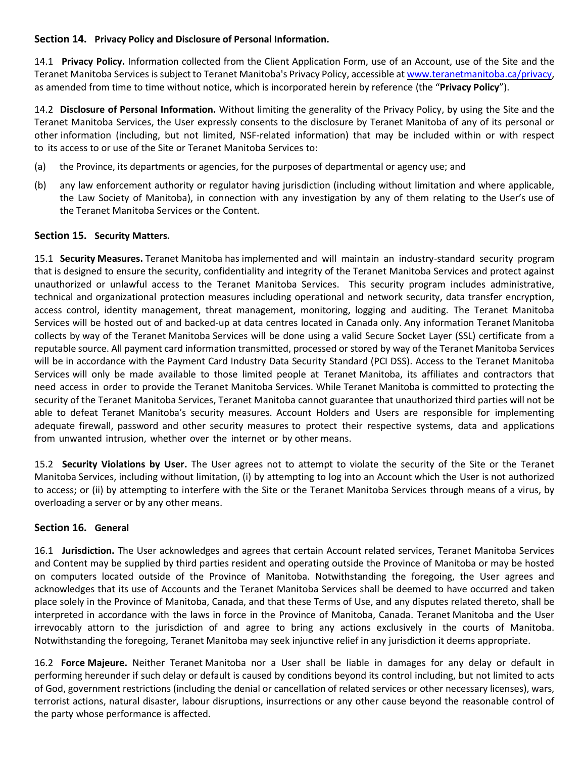### Section 14. **Privacy Policy and Disclosure of Personal Information.**

14.1 **Privacy Policy.** Information collected from the Client Application Form, use of an Account, use of the Site and the Teranet Manitoba Services is subject to Teranet Manitoba's Privacy Policy, accessible at [www.teranetmanitoba.ca/privacy](www.teranetmanitoba.ca/privacy), as amended from time to time without notice, which is incorporated herein by reference (the "**Privacy Policy**").

14.2 **Disclosure of Personal Information.** Without limiting the generality of the Privacy Policy, by using the Site and the Teranet Manitoba Services, the User expressly consents to the disclosure by Teranet Manitoba of any of its personal or other information (including, but not limited, NSF-related information) that may be included within or with respect to its access to or use of the Site or Teranet Manitoba Services to:

(a) the Province, its departments or agencies, for the purposes of departmental or agency use; and

(b) any law enforcement authority or regulator having jurisdiction (including without limitation and where applicable, the Law Society of Manitoba), in connection with any investigation by any of them relating to the User's use of the Teranet Manitoba Services or the Content.

### Section 15. **Security Matters.**

15.1 **Security Measures.** Teranet Manitoba has implemented and will maintain an industry-standard security program that is designed to ensure the security, confidentiality and integrity of the Teranet Manitoba Services and protect against unauthorized or unlawful access to the Teranet Manitoba Services. This security program includes administrative, technical and organizational protection measures including operational and network security, data transfer encryption, access control, identity management, threat management, monitoring, logging and auditing. The Teranet Manitoba Services will be hosted out of and backed-up at data centres located in Canada only. Any information Teranet Manitoba collects by way of the Teranet Manitoba Services will be done using a valid Secure Socket Layer (SSL) certificate from a reputable source. All payment card information transmitted, processed or stored by way of the Teranet Manitoba Services will be in accordance with the Payment Card Industry Data Security Standard (PCI DSS). Access to the Teranet Manitoba Services will only be made available to those limited people at Teranet Manitoba, its affiliates and contractors that need access in order to provide the Teranet Manitoba Services. While Teranet Manitoba is committed to protecting the security of the Teranet Manitoba Services, Teranet Manitoba cannot guarantee that unauthorized third parties will not be able to defeat Teranet Manitoba's security measures. Account Holders and Users are responsible for implementing adequate firewall, password and other security measures to protect their respective systems, data and applications from unwanted intrusion, whether over the internet or by other means.

15.2 **Security Violations by User.** The User agrees not to attempt to violate the security of the Site or the Teranet Manitoba Services, including without limitation, (i) by attempting to log into an Account which the User is not authorized to access; or (ii) by attempting to interfere with the Site or the Teranet Manitoba Services through means of a virus, by overloading a server or by any other means.

### Section 16. **General**

16.1 **Jurisdiction.** The User acknowledges and agrees that certain Account related services, Teranet Manitoba Services and Content may be supplied by third parties resident and operating outside the Province of Manitoba or may be hosted on computers located outside of the Province of Manitoba. Notwithstanding the foregoing, the User agrees and acknowledges that its use of Accounts and the Teranet Manitoba Services shall be deemed to have occurred and taken place solely in the Province of Manitoba, Canada, and that these Terms of Use, and any disputes related thereto, shall be interpreted in accordance with the laws in force in the Province of Manitoba, Canada. Teranet Manitoba and the User irrevocably attorn to the jurisdiction of and agree to bring any actions exclusively in the courts of Manitoba. Notwithstanding the foregoing, Teranet Manitoba may seek injunctive relief in any jurisdiction it deems appropriate.

16.2 **Force Majeure.** Neither Teranet Manitoba nor a User shall be liable in damages for any delay or default in performing hereunder if such delay or default is caused by conditions beyond its control including, but not limited to acts of God, government restrictions (including the denial or cancellation of related services or other necessary licenses), wars, terrorist actions, natural disaster, labour disruptions, insurrections or any other cause beyond the reasonable control of the party whose performance is affected.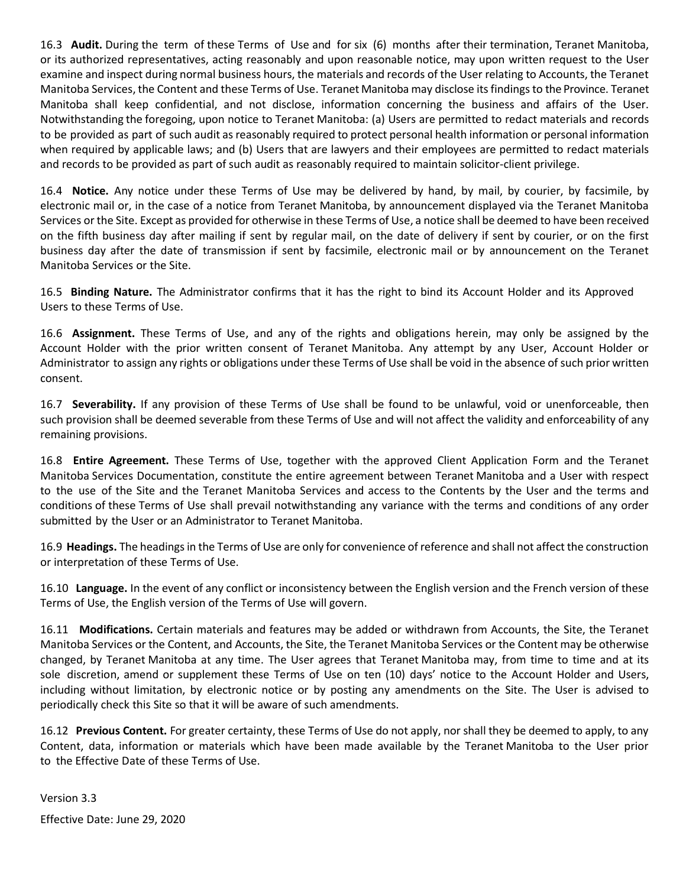16.3 **Audit.** During the term of these Terms of Use and for six (6) months after their termination, Teranet Manitoba, or its authorized representatives, acting reasonably and upon reasonable notice, may upon written request to the User examine and inspect during normal business hours, the materials and records of the User relating to Accounts, the Teranet Manitoba Services, the Content and these Terms of Use. Teranet Manitoba may disclose its findings to the Province. Teranet Manitoba shall keep confidential, and not disclose, information concerning the business and affairs of the User. Notwithstanding the foregoing, upon notice to Teranet Manitoba: (a) Users are permitted to redact materials and records to be provided as part of such audit as reasonably required to protect personal health information or personal information when required by applicable laws; and (b) Users that are lawyers and their employees are permitted to redact materials and records to be provided as part of such audit as reasonably required to maintain solicitor-client privilege.

16.4 **Notice.** Any notice under these Terms of Use may be delivered by hand, by mail, by courier, by facsimile, by electronic mail or, in the case of a notice from Teranet Manitoba, by announcement displayed via the Teranet Manitoba Services or the Site. Except as provided for otherwise in these Terms of Use, a notice shall be deemed to have been received on the fifth business day after mailing if sent by regular mail, on the date of delivery if sent by courier, or on the first business day after the date of transmission if sent by facsimile, electronic mail or by announcement on the Teranet Manitoba Services or the Site.

16.5 **Binding Nature.** The Administrator confirms that it has the right to bind its Account Holder and its Approved Users to these Terms of Use.

16.6 **Assignment.** These Terms of Use, and any of the rights and obligations herein, may only be assigned by the Account Holder with the prior written consent of Teranet Manitoba. Any attempt by any User, Account Holder or Administrator to assign any rights or obligations under these Terms of Use shall be void in the absence of such prior written consent.

16.7 **Severability.** If any provision of these Terms of Use shall be found to be unlawful, void or unenforceable, then such provision shall be deemed severable from these Terms of Use and will not affect the validity and enforceability of any remaining provisions.

16.8 **Entire Agreement.** These Terms of Use, together with the approved Client Application Form and the Teranet Manitoba Services Documentation, constitute the entire agreement between Teranet Manitoba and a User with respect to the use of the Site and the Teranet Manitoba Services and access to the Contents by the User and the terms and conditions of these Terms of Use shall prevail notwithstanding any variance with the terms and conditions of any order submitted by the User or an Administrator to Teranet Manitoba.

16.9 **Headings.** The headings in the Terms of Use are only for convenience of reference and shall not affect the construction or interpretation of these Terms of Use.

16.10 **Language.** In the event of any conflict or inconsistency between the English version and the French version of these Terms of Use, the English version of the Terms of Use will govern.

16.11 **Modifications.** Certain materials and features may be added or withdrawn from Accounts, the Site, the Teranet Manitoba Services or the Content, and Accounts, the Site, the Teranet Manitoba Services or the Content may be otherwise changed, by Teranet Manitoba at any time. The User agrees that Teranet Manitoba may, from time to time and at its sole discretion, amend or supplement these Terms of Use on ten (10) days' notice to the Account Holder and Users, including without limitation, by electronic notice or by posting any amendments on the Site. The User is advised to periodically check this Site so that it will be aware of such amendments.

16.12 **Previous Content.** For greater certainty, these Terms of Use do not apply, nor shall they be deemed to apply, to any Content, data, information or materials which have been made available by the Teranet Manitoba to the User prior to the Effective Date of these Terms of Use.

Version 3.3

Effective Date: June 29, 2020